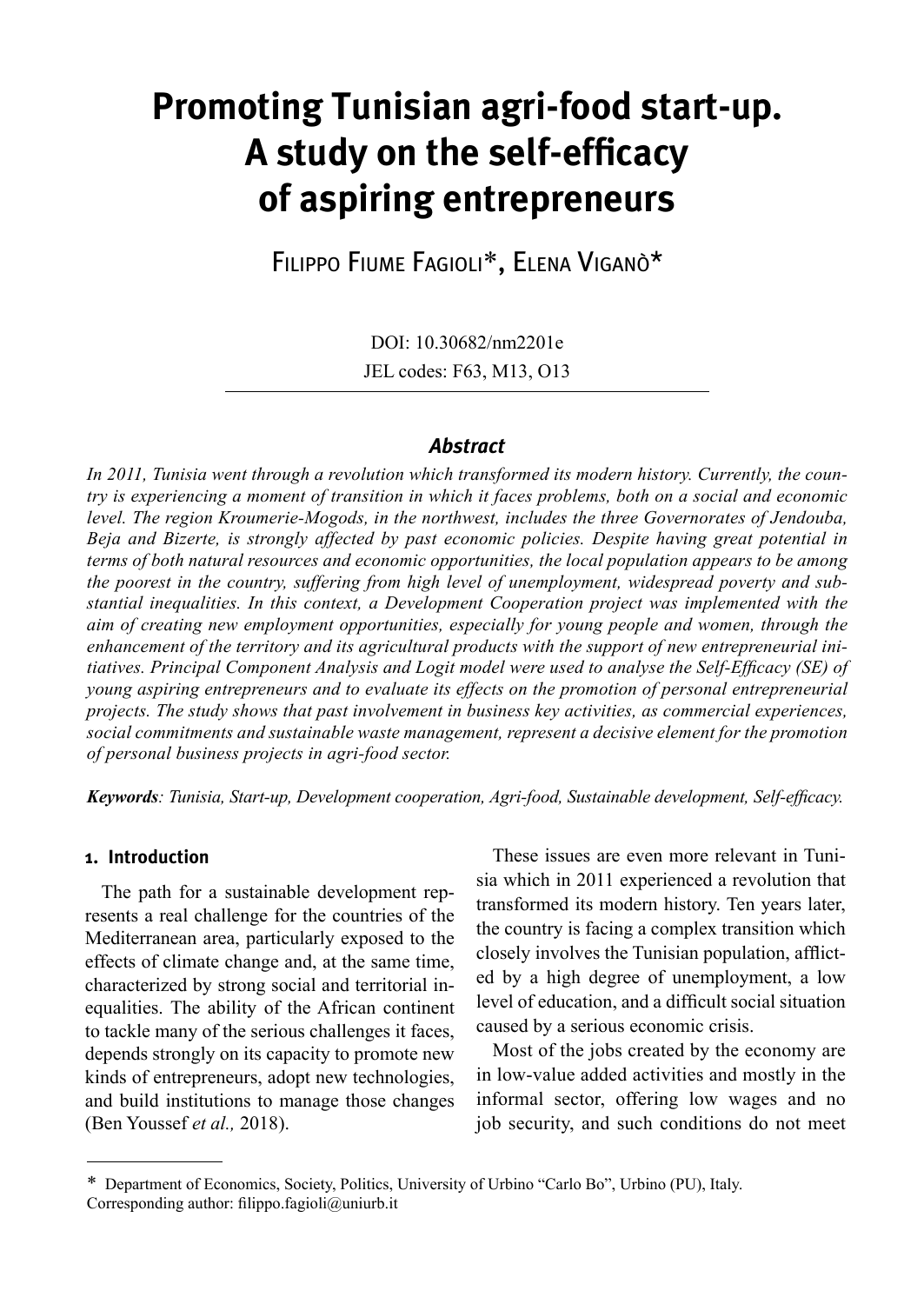# Promoting Tunisian agri-food start-up. A study on the self-efficacy of aspiring entrepreneurs

Filippo Fiume Fagioli*, Elena Viganò*

DOI: 10.30682/nm2201e
JEL codes: F63, M13, O13

### *Abstract*

*In 2011, Tunisia went through a revolution which transformed its modern history. Currently, the country is experiencing a moment of transition in which it faces problems, both on a social and economic level. The region Kroumerie-Mogods, in the northwest, includes the three Governorates of Jendouba, Beja and Bizerte, is strongly affected by past economic policies. Despite having great potential in terms of both natural resources and economic opportunities, the local population appears to be among the poorest in the country, suffering from high level of unemployment, widespread poverty and substantial inequalities. In this context, a Development Cooperation project was implemented with the aim of creating new employment opportunities, especially for young people and women, through the enhancement of the territory and its agricultural products with the support of new entrepreneurial initiatives. Principal Component Analysis and Logit model were used to analyse the Self-Efficacy (SE) of young aspiring entrepreneurs and to evaluate its effects on the promotion of personal entrepreneurial projects. The study shows that past involvement in business key activities, as commercial experiences, social commitments and sustainable waste management, represent a decisive element for the promotion of personal business projects in agri-food sector.*

***Keywords****: Tunisia, Start-up, Development cooperation, Agri-food, Sustainable development, Self-efficacy.*

## 1. Introduction

The path for a sustainable development represents a real challenge for the countries of the Mediterranean area, particularly exposed to the effects of climate change and, at the same time, characterized by strong social and territorial inequalities. The ability of the African continent to tackle many of the serious challenges it faces, depends strongly on its capacity to promote new kinds of entrepreneurs, adopt new technologies, and build institutions to manage those changes (Ben Youssef *et al.,* 2018).

These issues are even more relevant in Tunisia which in 2011 experienced a revolution that transformed its modern history. Ten years later, the country is facing a complex transition which closely involves the Tunisian population, afflicted by a high degree of unemployment, a low level of education, and a difficult social situation caused by a serious economic crisis.

Most of the jobs created by the economy are in low-value added activities and mostly in the informal sector, offering low wages and no job security, and such conditions do not meet

---

\* Department of Economics, Society, Politics, University of Urbino "Carlo Bo", Urbino (PU), Italy.
Corresponding author: filippo.fagioli@uniurb.it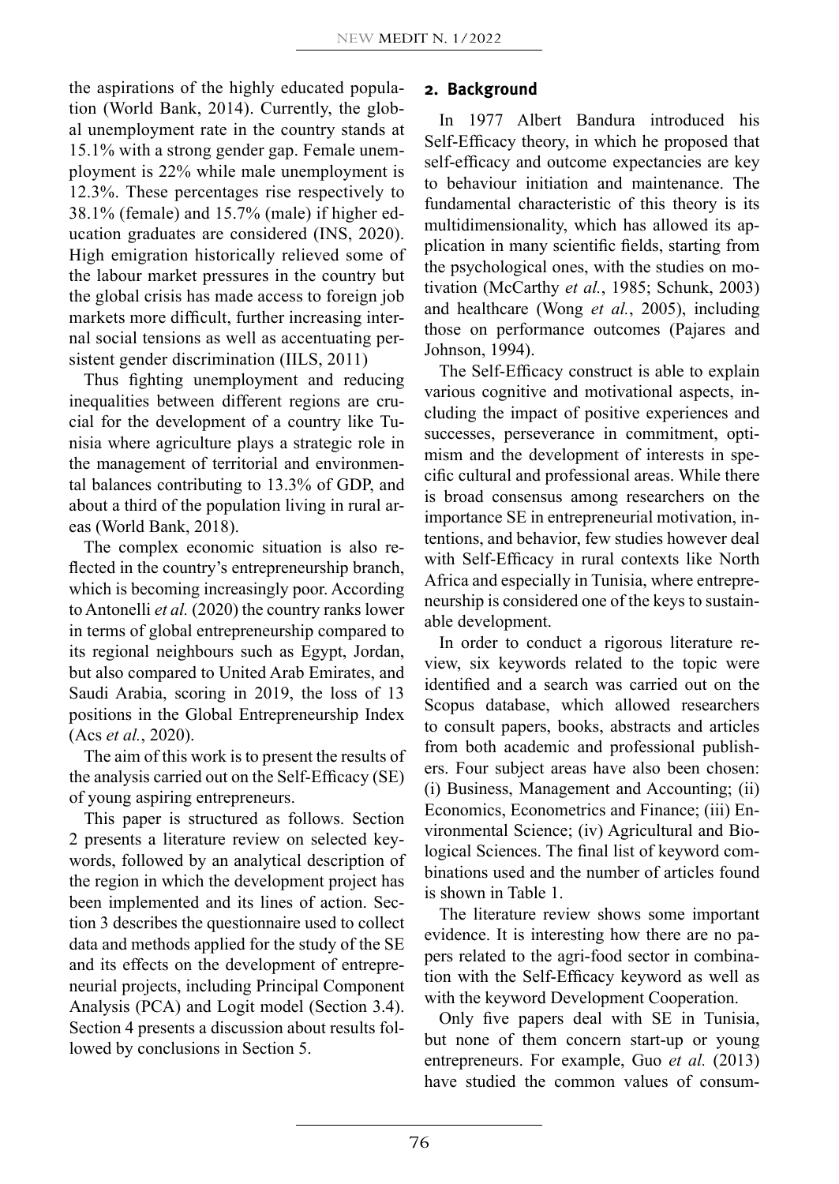the aspirations of the highly educated population (World Bank, 2014). Currently, the global unemployment rate in the country stands at 15.1% with a strong gender gap. Female unemployment is 22% while male unemployment is 12.3%. These percentages rise respectively to 38.1% (female) and 15.7% (male) if higher education graduates are considered (INS, 2020). High emigration historically relieved some of the labour market pressures in the country but the global crisis has made access to foreign job markets more difficult, further increasing internal social tensions as well as accentuating persistent gender discrimination (IILS, 2011)

Thus fighting unemployment and reducing inequalities between different regions are crucial for the development of a country like Tunisia where agriculture plays a strategic role in the management of territorial and environmental balances contributing to 13.3% of GDP, and about a third of the population living in rural areas (World Bank, 2018).

The complex economic situation is also reflected in the country's entrepreneurship branch, which is becoming increasingly poor. According to Antonelli *et al.* (2020) the country ranks lower in terms of global entrepreneurship compared to its regional neighbours such as Egypt, Jordan, but also compared to United Arab Emirates, and Saudi Arabia, scoring in 2019, the loss of 13 positions in the Global Entrepreneurship Index (Acs *et al.*, 2020).

The aim of this work is to present the results of the analysis carried out on the Self-Efficacy (SE) of young aspiring entrepreneurs.

This paper is structured as follows. Section 2 presents a literature review on selected keywords, followed by an analytical description of the region in which the development project has been implemented and its lines of action. Section 3 describes the questionnaire used to collect data and methods applied for the study of the SE and its effects on the development of entrepreneurial projects, including Principal Component Analysis (PCA) and Logit model (Section 3.4). Section 4 presents a discussion about results followed by conclusions in Section 5.

## 2. Background

In 1977 Albert Bandura introduced his Self-Efficacy theory, in which he proposed that self-efficacy and outcome expectancies are key to behaviour initiation and maintenance. The fundamental characteristic of this theory is its multidimensionality, which has allowed its application in many scientific fields, starting from the psychological ones, with the studies on motivation (McCarthy *et al.*, 1985; Schunk, 2003) and healthcare (Wong *et al.*, 2005), including those on performance outcomes (Pajares and Johnson, 1994).

The Self-Efficacy construct is able to explain various cognitive and motivational aspects, including the impact of positive experiences and successes, perseverance in commitment, optimism and the development of interests in specific cultural and professional areas. While there is broad consensus among researchers on the importance SE in entrepreneurial motivation, intentions, and behavior, few studies however deal with Self-Efficacy in rural contexts like North Africa and especially in Tunisia, where entrepreneurship is considered one of the keys to sustainable development.

In order to conduct a rigorous literature review, six keywords related to the topic were identified and a search was carried out on the Scopus database, which allowed researchers to consult papers, books, abstracts and articles from both academic and professional publishers. Four subject areas have also been chosen: (i) Business, Management and Accounting; (ii) Economics, Econometrics and Finance; (iii) Environmental Science; (iv) Agricultural and Biological Sciences. The final list of keyword combinations used and the number of articles found is shown in Table 1.

The literature review shows some important evidence. It is interesting how there are no papers related to the agri-food sector in combination with the Self-Efficacy keyword as well as with the keyword Development Cooperation.

Only five papers deal with SE in Tunisia, but none of them concern start-up or young entrepreneurs. For example, Guo *et al.* (2013) have studied the common values of consum-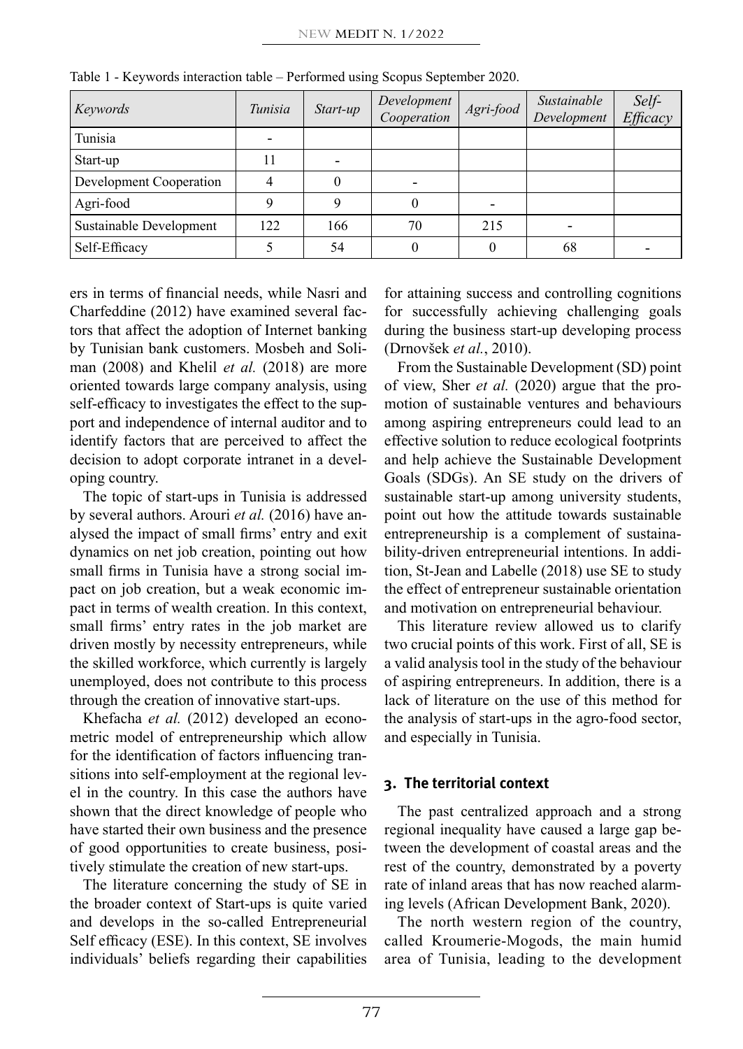Table 1 - Keywords interaction table – Performed using Scopus September 2020.

| *Keywords* | *Tunisia* | *Start-up* | *Development Cooperation* | *Agri-food* | *Sustainable Development* | *Self-Efficacy* |
|---|---|---|---|---|---|---|
| Tunisia | - | | | | | |
| Start-up | 11 | - | | | | |
| Development Cooperation | 4 | 0 | - | | | |
| Agri-food | 9 | 9 | 0 | - | | |
| Sustainable Development | 122 | 166 | 70 | 215 | - | |
| Self-Efficacy | 5 | 54 | 0 | 0 | 68 | - |

ers in terms of financial needs, while Nasri and Charfeddine (2012) have examined several factors that affect the adoption of Internet banking by Tunisian bank customers. Mosbeh and Soliman (2008) and Khelil *et al.* (2018) are more oriented towards large company analysis, using self-efficacy to investigates the effect to the support and independence of internal auditor and to identify factors that are perceived to affect the decision to adopt corporate intranet in a developing country.

The topic of start-ups in Tunisia is addressed by several authors. Arouri *et al.* (2016) have analysed the impact of small firms' entry and exit dynamics on net job creation, pointing out how small firms in Tunisia have a strong social impact on job creation, but a weak economic impact in terms of wealth creation. In this context, small firms' entry rates in the job market are driven mostly by necessity entrepreneurs, while the skilled workforce, which currently is largely unemployed, does not contribute to this process through the creation of innovative start-ups.

Khefacha *et al.* (2012) developed an econometric model of entrepreneurship which allow for the identification of factors influencing transitions into self-employment at the regional level in the country. In this case the authors have shown that the direct knowledge of people who have started their own business and the presence of good opportunities to create business, positively stimulate the creation of new start-ups.

The literature concerning the study of SE in the broader context of Start-ups is quite varied and develops in the so-called Entrepreneurial Self efficacy (ESE). In this context, SE involves individuals' beliefs regarding their capabilities for attaining success and controlling cognitions for successfully achieving challenging goals during the business start-up developing process (Drnovšek *et al.*, 2010).

From the Sustainable Development (SD) point of view, Sher *et al.* (2020) argue that the promotion of sustainable ventures and behaviours among aspiring entrepreneurs could lead to an effective solution to reduce ecological footprints and help achieve the Sustainable Development Goals (SDGs). An SE study on the drivers of sustainable start-up among university students, point out how the attitude towards sustainable entrepreneurship is a complement of sustainability-driven entrepreneurial intentions. In addition, St-Jean and Labelle (2018) use SE to study the effect of entrepreneur sustainable orientation and motivation on entrepreneurial behaviour.

This literature review allowed us to clarify two crucial points of this work. First of all, SE is a valid analysis tool in the study of the behaviour of aspiring entrepreneurs. In addition, there is a lack of literature on the use of this method for the analysis of start-ups in the agro-food sector, and especially in Tunisia.

## 3. The territorial context

The past centralized approach and a strong regional inequality have caused a large gap between the development of coastal areas and the rest of the country, demonstrated by a poverty rate of inland areas that has now reached alarming levels (African Development Bank, 2020).

The north western region of the country, called Kroumerie-Mogods, the main humid area of Tunisia, leading to the development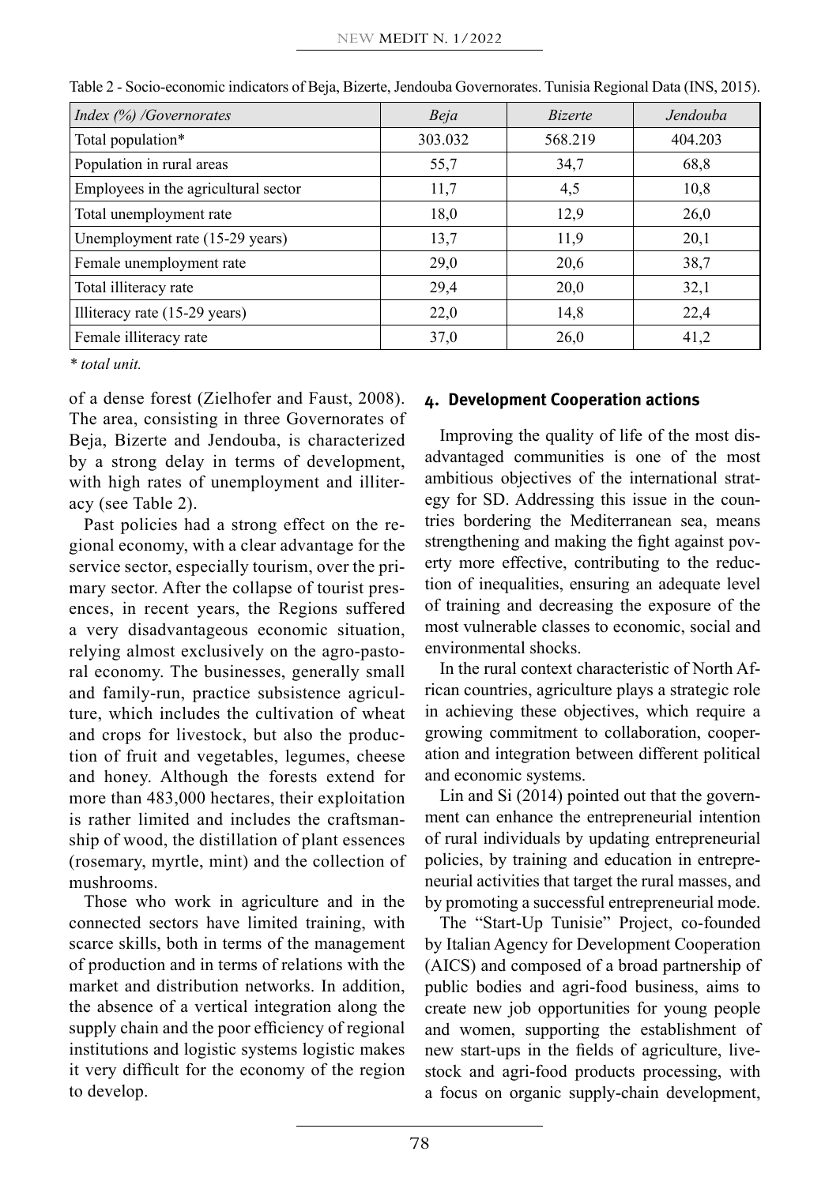Table 2 - Socio-economic indicators of Beja, Bizerte, Jendouba Governorates. Tunisia Regional Data (INS, 2015).

| *Index (%) /Governorates* | *Beja* | *Bizerte* | *Jendouba* |
|---|---|---|---|
| Total population* | 303.032 | 568.219 | 404.203 |
| Population in rural areas | 55,7 | 34,7 | 68,8 |
| Employees in the agricultural sector | 11,7 | 4,5 | 10,8 |
| Total unemployment rate | 18,0 | 12,9 | 26,0 |
| Unemployment rate (15-29 years) | 13,7 | 11,9 | 20,1 |
| Female unemployment rate | 29,0 | 20,6 | 38,7 |
| Total illiteracy rate | 29,4 | 20,0 | 32,1 |
| Illiteracy rate (15-29 years) | 22,0 | 14,8 | 22,4 |
| Female illiteracy rate | 37,0 | 26,0 | 41,2 |

*\* total unit.*

of a dense forest (Zielhofer and Faust, 2008). The area, consisting in three Governorates of Beja, Bizerte and Jendouba, is characterized by a strong delay in terms of development, with high rates of unemployment and illiteracy (see Table 2).

Past policies had a strong effect on the regional economy, with a clear advantage for the service sector, especially tourism, over the primary sector. After the collapse of tourist presences, in recent years, the Regions suffered a very disadvantageous economic situation, relying almost exclusively on the agro-pastoral economy. The businesses, generally small and family-run, practice subsistence agriculture, which includes the cultivation of wheat and crops for livestock, but also the production of fruit and vegetables, legumes, cheese and honey. Although the forests extend for more than 483,000 hectares, their exploitation is rather limited and includes the craftsmanship of wood, the distillation of plant essences (rosemary, myrtle, mint) and the collection of mushrooms.

Those who work in agriculture and in the connected sectors have limited training, with scarce skills, both in terms of the management of production and in terms of relations with the market and distribution networks. In addition, the absence of a vertical integration along the supply chain and the poor efficiency of regional institutions and logistic systems logistic makes it very difficult for the economy of the region to develop.

## 4. Development Cooperation actions

Improving the quality of life of the most disadvantaged communities is one of the most ambitious objectives of the international strategy for SD. Addressing this issue in the countries bordering the Mediterranean sea, means strengthening and making the fight against poverty more effective, contributing to the reduction of inequalities, ensuring an adequate level of training and decreasing the exposure of the most vulnerable classes to economic, social and environmental shocks.

In the rural context characteristic of North African countries, agriculture plays a strategic role in achieving these objectives, which require a growing commitment to collaboration, cooperation and integration between different political and economic systems.

Lin and Si (2014) pointed out that the government can enhance the entrepreneurial intention of rural individuals by updating entrepreneurial policies, by training and education in entrepreneurial activities that target the rural masses, and by promoting a successful entrepreneurial mode.

The "Start-Up Tunisie" Project, co-founded by Italian Agency for Development Cooperation (AICS) and composed of a broad partnership of public bodies and agri-food business, aims to create new job opportunities for young people and women, supporting the establishment of new start-ups in the fields of agriculture, livestock and agri-food products processing, with a focus on organic supply-chain development,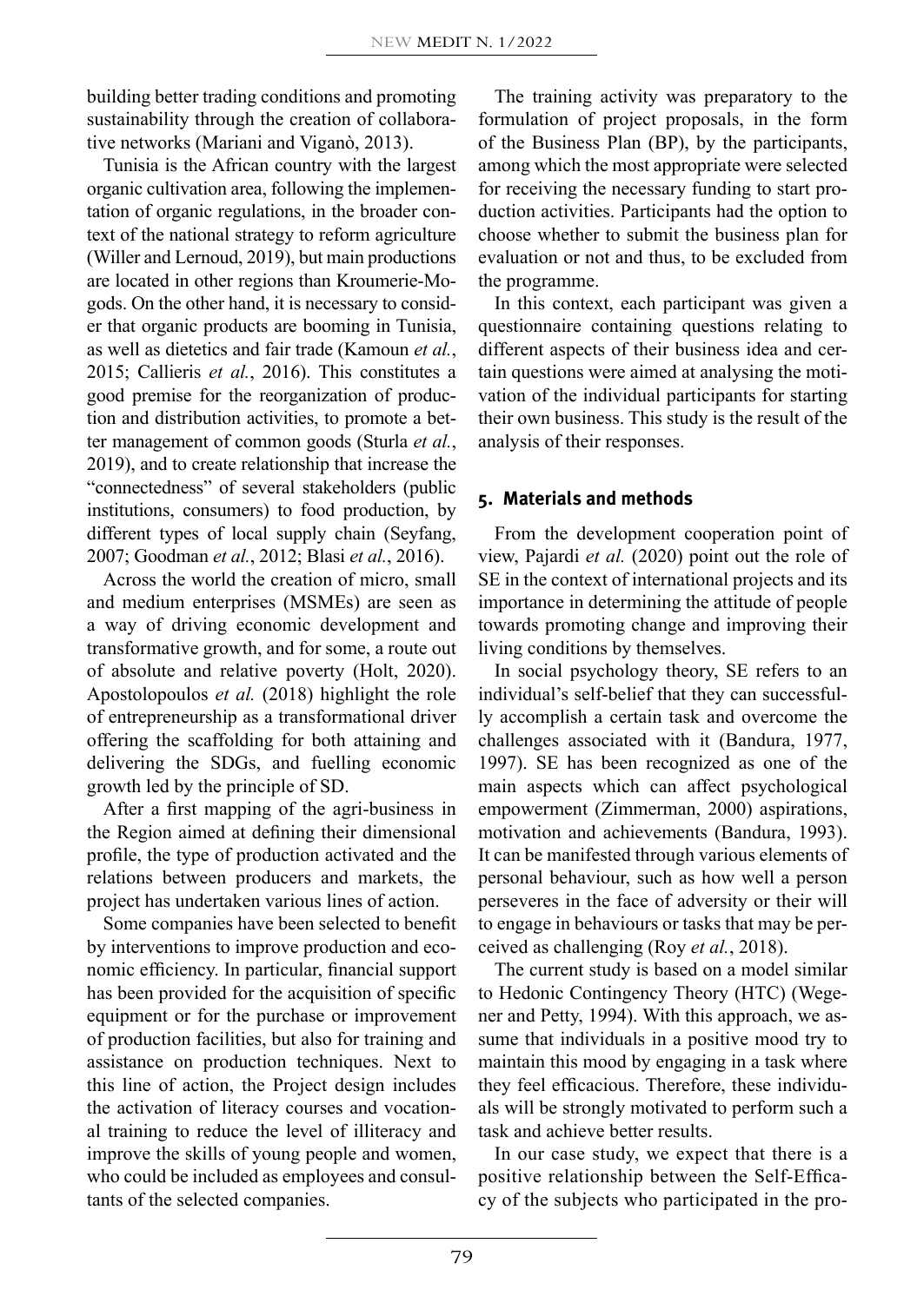building better trading conditions and promoting sustainability through the creation of collaborative networks (Mariani and Viganò, 2013).

Tunisia is the African country with the largest organic cultivation area, following the implementation of organic regulations, in the broader context of the national strategy to reform agriculture (Willer and Lernoud, 2019), but main productions are located in other regions than Kroumerie-Mogods. On the other hand, it is necessary to consider that organic products are booming in Tunisia, as well as dietetics and fair trade (Kamoun *et al.*, 2015; Callieris *et al.*, 2016). This constitutes a good premise for the reorganization of production and distribution activities, to promote a better management of common goods (Sturla *et al.*, 2019), and to create relationship that increase the "connectedness" of several stakeholders (public institutions, consumers) to food production, by different types of local supply chain (Seyfang, 2007; Goodman *et al.*, 2012; Blasi *et al.*, 2016).

Across the world the creation of micro, small and medium enterprises (MSMEs) are seen as a way of driving economic development and transformative growth, and for some, a route out of absolute and relative poverty (Holt, 2020). Apostolopoulos *et al.* (2018) highlight the role of entrepreneurship as a transformational driver offering the scaffolding for both attaining and delivering the SDGs, and fuelling economic growth led by the principle of SD.

After a first mapping of the agri-business in the Region aimed at defining their dimensional profile, the type of production activated and the relations between producers and markets, the project has undertaken various lines of action.

Some companies have been selected to benefit by interventions to improve production and economic efficiency. In particular, financial support has been provided for the acquisition of specific equipment or for the purchase or improvement of production facilities, but also for training and assistance on production techniques. Next to this line of action, the Project design includes the activation of literacy courses and vocational training to reduce the level of illiteracy and improve the skills of young people and women, who could be included as employees and consultants of the selected companies.

The training activity was preparatory to the formulation of project proposals, in the form of the Business Plan (BP), by the participants, among which the most appropriate were selected for receiving the necessary funding to start production activities. Participants had the option to choose whether to submit the business plan for evaluation or not and thus, to be excluded from the programme.

In this context, each participant was given a questionnaire containing questions relating to different aspects of their business idea and certain questions were aimed at analysing the motivation of the individual participants for starting their own business. This study is the result of the analysis of their responses.

## 5. Materials and methods

From the development cooperation point of view, Pajardi *et al.* (2020) point out the role of SE in the context of international projects and its importance in determining the attitude of people towards promoting change and improving their living conditions by themselves.

In social psychology theory, SE refers to an individual's self-belief that they can successfully accomplish a certain task and overcome the challenges associated with it (Bandura, 1977, 1997). SE has been recognized as one of the main aspects which can affect psychological empowerment (Zimmerman, 2000) aspirations, motivation and achievements (Bandura, 1993). It can be manifested through various elements of personal behaviour, such as how well a person perseveres in the face of adversity or their will to engage in behaviours or tasks that may be perceived as challenging (Roy *et al.*, 2018).

The current study is based on a model similar to Hedonic Contingency Theory (HTC) (Wegener and Petty, 1994). With this approach, we assume that individuals in a positive mood try to maintain this mood by engaging in a task where they feel efficacious. Therefore, these individuals will be strongly motivated to perform such a task and achieve better results.

In our case study, we expect that there is a positive relationship between the Self-Efficacy of the subjects who participated in the pro-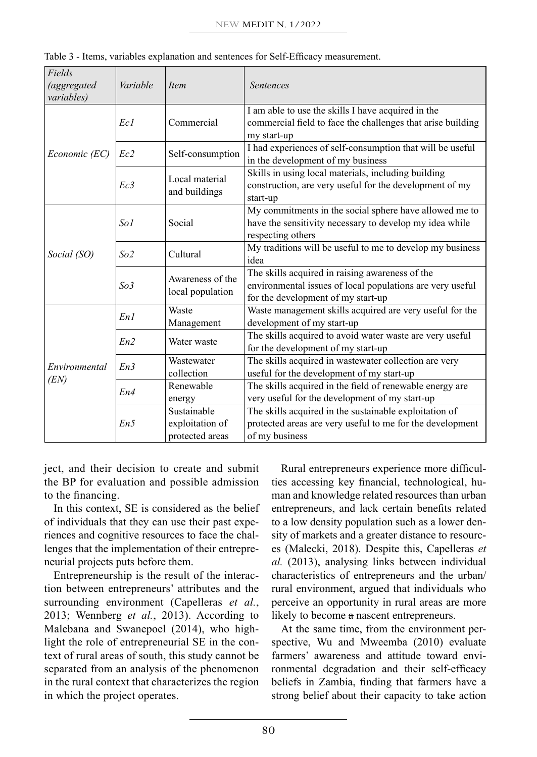Table 3 - Items, variables explanation and sentences for Self-Efficacy measurement.

| *Fields (aggregated variables)* | *Variable* | *Item* | *Sentences* |
|---|---|---|---|
| *Economic (EC)* | *Ec1* | Commercial | I am able to use the skills I have acquired in the commercial field to face the challenges that arise building my start-up |
| | *Ec2* | Self-consumption | I had experiences of self-consumption that will be useful in the development of my business |
| | *Ec3* | Local material and buildings | Skills in using local materials, including building construction, are very useful for the development of my start-up |
| *Social (SO)* | *So1* | Social | My commitments in the social sphere have allowed me to have the sensitivity necessary to develop my idea while respecting others |
| | *So2* | Cultural | My traditions will be useful to me to develop my business idea |
| | *So3* | Awareness of the local population | The skills acquired in raising awareness of the environmental issues of local populations are very useful for the development of my start-up |
| *Environmental (EN)* | *En1* | Waste Management | Waste management skills acquired are very useful for the development of my start-up |
| | *En2* | Water waste | The skills acquired to avoid water waste are very useful for the development of my start-up |
| | *En3* | Wastewater collection | The skills acquired in wastewater collection are very useful for the development of my start-up |
| | *En4* | Renewable energy | The skills acquired in the field of renewable energy are very useful for the development of my start-up |
| | *En5* | Sustainable exploitation of protected areas | The skills acquired in the sustainable exploitation of protected areas are very useful to me for the development of my business |

ject, and their decision to create and submit the BP for evaluation and possible admission to the financing.

In this context, SE is considered as the belief of individuals that they can use their past experiences and cognitive resources to face the challenges that the implementation of their entrepreneurial projects puts before them.

Entrepreneurship is the result of the interaction between entrepreneurs' attributes and the surrounding environment (Capelleras *et al.*, 2013; Wennberg *et al.*, 2013). According to Malebana and Swanepoel (2014), who highlight the role of entrepreneurial SE in the context of rural areas of south, this study cannot be separated from an analysis of the phenomenon in the rural context that characterizes the region in which the project operates.

Rural entrepreneurs experience more difficulties accessing key financial, technological, human and knowledge related resources than urban entrepreneurs, and lack certain benefits related to a low density population such as a lower density of markets and a greater distance to resources (Malecki, 2018). Despite this, Capelleras *et al.* (2013), analysing links between individual characteristics of entrepreneurs and the urban/rural environment, argued that individuals who perceive an opportunity in rural areas are more likely to become a nascent entrepreneurs.

At the same time, from the environment perspective, Wu and Mweemba (2010) evaluate farmers' awareness and attitude toward environmental degradation and their self-efficacy beliefs in Zambia, finding that farmers have a strong belief about their capacity to take action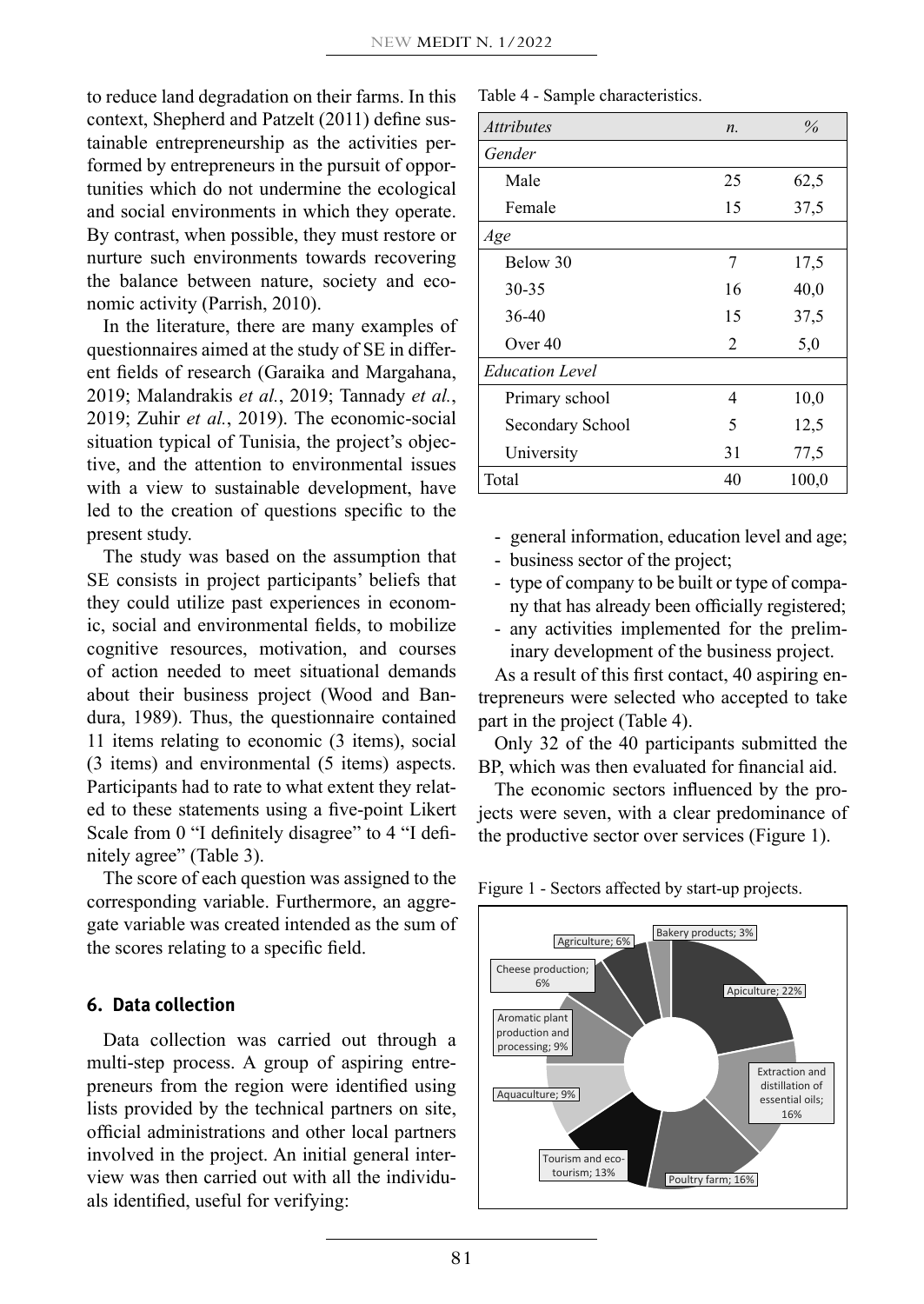to reduce land degradation on their farms. In this context, Shepherd and Patzelt (2011) define sustainable entrepreneurship as the activities performed by entrepreneurs in the pursuit of opportunities which do not undermine the ecological and social environments in which they operate. By contrast, when possible, they must restore or nurture such environments towards recovering the balance between nature, society and economic activity (Parrish, 2010).

In the literature, there are many examples of questionnaires aimed at the study of SE in different fields of research (Garaika and Margahana, 2019; Malandrakis *et al.*, 2019; Tannady *et al.*, 2019; Zuhir *et al.*, 2019). The economic-social situation typical of Tunisia, the project's objective, and the attention to environmental issues with a view to sustainable development, have led to the creation of questions specific to the present study.

The study was based on the assumption that SE consists in project participants' beliefs that they could utilize past experiences in economic, social and environmental fields, to mobilize cognitive resources, motivation, and courses of action needed to meet situational demands about their business project (Wood and Bandura, 1989). Thus, the questionnaire contained 11 items relating to economic (3 items), social (3 items) and environmental (5 items) aspects. Participants had to rate to what extent they related to these statements using a five-point Likert Scale from 0 "I definitely disagree" to 4 "I definitely agree" (Table 3).

The score of each question was assigned to the corresponding variable. Furthermore, an aggregate variable was created intended as the sum of the scores relating to a specific field.

## 6. Data collection

Data collection was carried out through a multi-step process. A group of aspiring entrepreneurs from the region were identified using lists provided by the technical partners on site, official administrations and other local partners involved in the project. An initial general interview was then carried out with all the individuals identified, useful for verifying:

- general information, education level and age;
- business sector of the project;
- type of company to be built or type of company that has already been officially registered;
- any activities implemented for the preliminary development of the business project.

As a result of this first contact, 40 aspiring entrepreneurs were selected who accepted to take part in the project (Table 4).

Table 4 - Sample characteristics.

| *Attributes* | *n.* | *%* |
|---|---|---|
| *Gender* | | |
| Male | 25 | 62,5 |
| Female | 15 | 37,5 |
| *Age* | | |
| Below 30 | 7 | 17,5 |
| 30-35 | 16 | 40,0 |
| 36-40 | 15 | 37,5 |
| Over 40 | 2 | 5,0 |
| *Education Level* | | |
| Primary school | 4 | 10,0 |
| Secondary School | 5 | 12,5 |
| University | 31 | 77,5 |
| Total | 40 | 100,0 |

Only 32 of the 40 participants submitted the BP, which was then evaluated for financial aid.

The economic sectors influenced by the projects were seven, with a clear predominance of the productive sector over services (Figure 1).

Figure 1 - Sectors affected by start-up projects.

| Sector | % |
|---|---|
| Apiculture | 22% |
| Extraction and distillation of essential oils | 16% |
| Poultry farm | 16% |
| Tourism and eco-tourism | 13% |
| Aquaculture | 9% |
| Aromatic plant production and processing | 9% |
| Cheese production | 6% |
| Agriculture | 6% |
| Bakery products | 3% |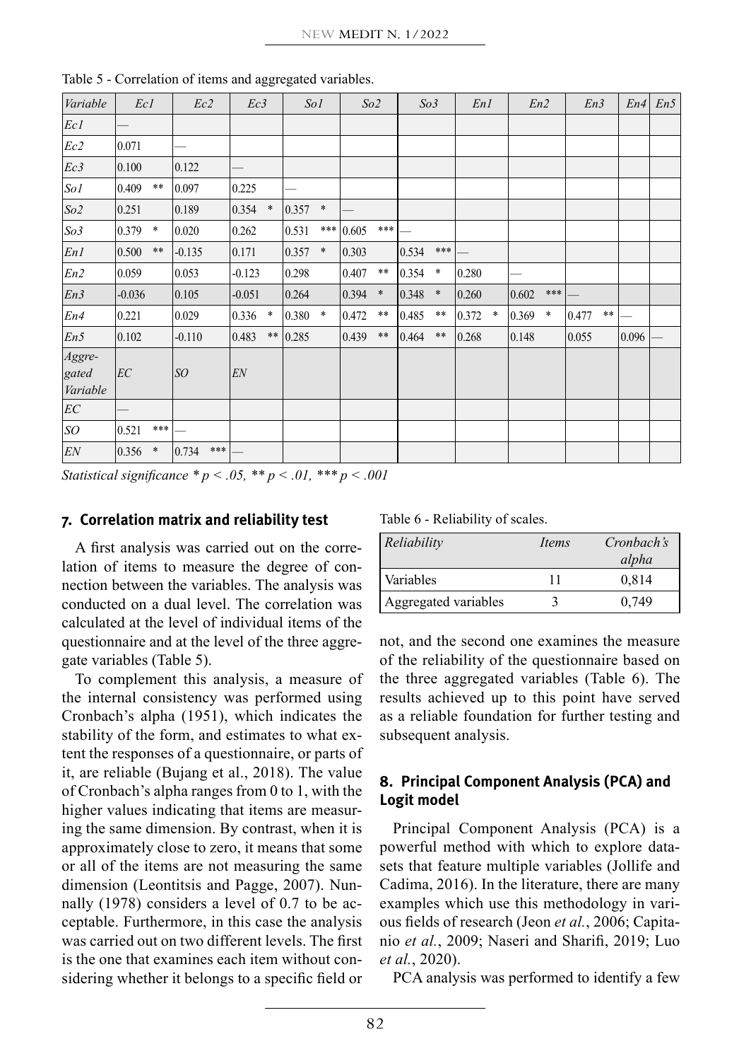Table 5 - Correlation of items and aggregated variables.

| *Variable* | *Ec1* | *Ec2* | *Ec3* | *So1* | *So2* | *So3* | *En1* | *En2* | *En3* | *En4* | *En5* |
|---|---|---|---|---|---|---|---|---|---|---|---|
| *Ec1* | — | | | | | | | | | | |
| *Ec2* | 0.071 | — | | | | | | | | | |
| *Ec3* | 0.100 | 0.122 | — | | | | | | | | |
| *So1* | 0.409 ** | 0.097 | 0.225 | — | | | | | | | |
| *So2* | 0.251 | 0.189 | 0.354 * | 0.357 * | — | | | | | | |
| *So3* | 0.379 * | 0.020 | 0.262 | 0.531 *** | 0.605 *** | — | | | | | |
| *En1* | 0.500 ** | -0.135 | 0.171 | 0.357 * | 0.303 | 0.534 *** | — | | | | |
| *En2* | 0.059 | 0.053 | -0.123 | 0.298 | 0.407 ** | 0.354 * | 0.280 | — | | | |
| *En3* | -0.036 | 0.105 | -0.051 | 0.264 | 0.394 * | 0.348 * | 0.260 | 0.602 *** | — | | |
| *En4* | 0.221 | 0.029 | 0.336 * | 0.380 * | 0.472 ** | 0.485 ** | 0.372 * | 0.369 * | 0.477 ** | — | |
| *En5* | 0.102 | -0.110 | 0.483 ** | 0.285 | 0.439 ** | 0.464 ** | 0.268 | 0.148 | 0.055 | 0.096 | — |
| *Aggregated Variable* | *EC* | *SO* | *EN* | | | | | | | | |
| *EC* | — | | | | | | | | | | |
| *SO* | 0.521 *** | — | | | | | | | | | |
| *EN* | 0.356 * | 0.734 *** | — | | | | | | | | |

*Statistical significance * $p < .05$, ** $p < .01$, *** $p < .001$*

## 7. Correlation matrix and reliability test

A first analysis was carried out on the correlation of items to measure the degree of connection between the variables. The analysis was conducted on a dual level. The correlation was calculated at the level of individual items of the questionnaire and at the level of the three aggregate variables (Table 5).

To complement this analysis, a measure of the internal consistency was performed using Cronbach's alpha (1951), which indicates the stability of the form, and estimates to what extent the responses of a questionnaire, or parts of it, are reliable (Bujang et al., 2018). The value of Cronbach's alpha ranges from 0 to 1, with the higher values indicating that items are measuring the same dimension. By contrast, when it is approximately close to zero, it means that some or all of the items are not measuring the same dimension (Leontitsis and Pagge, 2007). Nunnally (1978) considers a level of 0.7 to be acceptable. Furthermore, in this case the analysis was carried out on two different levels. The first is the one that examines each item without considering whether it belongs to a specific field or not, and the second one examines the measure of the reliability of the questionnaire based on the three aggregated variables (Table 6). The results achieved up to this point have served as a reliable foundation for further testing and subsequent analysis.

Table 6 - Reliability of scales.

| *Reliability* | *Items* | *Cronbach's alpha* |
|---|---|---|
| Variables | 11 | 0,814 |
| Aggregated variables | 3 | 0,749 |

## 8. Principal Component Analysis (PCA) and Logit model

Principal Component Analysis (PCA) is a powerful method with which to explore datasets that feature multiple variables (Jollife and Cadima, 2016). In the literature, there are many examples which use this methodology in various fields of research (Jeon *et al.*, 2006; Capitanio *et al.*, 2009; Naseri and Sharifi, 2019; Luo *et al.*, 2020).

PCA analysis was performed to identify a few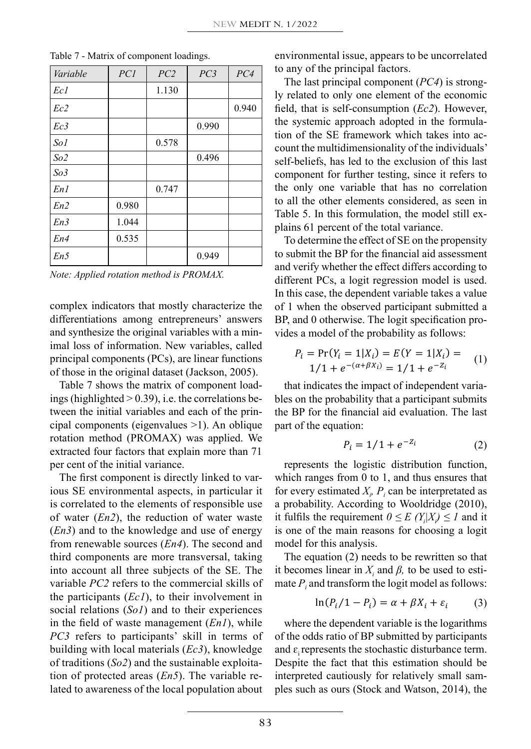Table 7 - Matrix of component loadings.

| *Variable* | *PC1* | *PC2* | *PC3* | *PC4* |
|---|---|---|---|---|
| *Ec1* | | 1.130 | | |
| *Ec2* | | | | 0.940 |
| *Ec3* | | | 0.990 | |
| *So1* | | 0.578 | | |
| *So2* | | | 0.496 | |
| *So3* | | | | |
| *En1* | | 0.747 | | |
| *En2* | 0.980 | | | |
| *En3* | 1.044 | | | |
| *En4* | 0.535 | | | |
| *En5* | | | 0.949 | |

*Note: Applied rotation method is PROMAX.*

complex indicators that mostly characterize the differentiations among entrepreneurs' answers and synthesize the original variables with a minimal loss of information. New variables, called principal components (PCs), are linear functions of those in the original dataset (Jackson, 2005).

Table 7 shows the matrix of component loadings (highlighted > 0.39), i.e. the correlations between the initial variables and each of the principal components (eigenvalues >1). An oblique rotation method (PROMAX) was applied. We extracted four factors that explain more than 71 per cent of the initial variance.

The first component is directly linked to various SE environmental aspects, in particular it is correlated to the elements of responsible use of water (*En2*), the reduction of water waste (*En3*) and to the knowledge and use of energy from renewable sources (*En4*). The second and third components are more transversal, taking into account all three subjects of the SE. The variable *PC2* refers to the commercial skills of the participants (*Ec1*), to their involvement in social relations (*So1*) and to their experiences in the field of waste management (*En1*), while *PC3* refers to participants' skill in terms of building with local materials (*Ec3*), knowledge of traditions (*So2*) and the sustainable exploitation of protected areas (*En5*). The variable related to awareness of the local population about environmental issue, appears to be uncorrelated to any of the principal factors.

The last principal component (*PC4*) is strongly related to only one element of the economic field, that is self-consumption (*Ec2*). However, the systemic approach adopted in the formulation of the SE framework which takes into account the multidimensionality of the individuals' self-beliefs, has led to the exclusion of this last component for further testing, since it refers to the only one variable that has no correlation to all the other elements considered, as seen in Table 5. In this formulation, the model still explains 61 percent of the total variance.

To determine the effect of SE on the propensity to submit the BP for the financial aid assessment and verify whether the effect differs according to different PCs, a logit regression model is used. In this case, the dependent variable takes a value of 1 when the observed participant submitted a BP, and 0 otherwise. The logit specification provides a model of the probability as follows:

$$P_i = \Pr(Y_i = 1|X_i) = E(Y = 1|X_i) = 1/1 + e^{-(\alpha+\beta X_i)} = 1/1 + e^{-Z_i} \quad (1)$$

that indicates the impact of independent variables on the probability that a participant submits the BP for the financial aid evaluation. The last part of the equation:

$$P_i = 1/1 + e^{-Z_i} \quad (2)$$

represents the logistic distribution function, which ranges from 0 to 1, and thus ensures that for every estimated $X_i$, $P_i$ can be interpreted as a probability. According to Wooldridge (2010), it fulfils the requirement $0 \leq E(Y_i|X_i) \leq 1$ and it is one of the main reasons for choosing a logit model for this analysis.

The equation (2) needs to be rewritten so that it becomes linear in $X_i$ and $\beta$, to be used to estimate $P_i$ and transform the logit model as follows:

$$\ln(P_i/1 - P_i) = \alpha + \beta X_i + \varepsilon_i \quad (3)$$

where the dependent variable is the logarithms of the odds ratio of BP submitted by participants and $\varepsilon_i$ represents the stochastic disturbance term. Despite the fact that this estimation should be interpreted cautiously for relatively small samples such as ours (Stock and Watson, 2014), the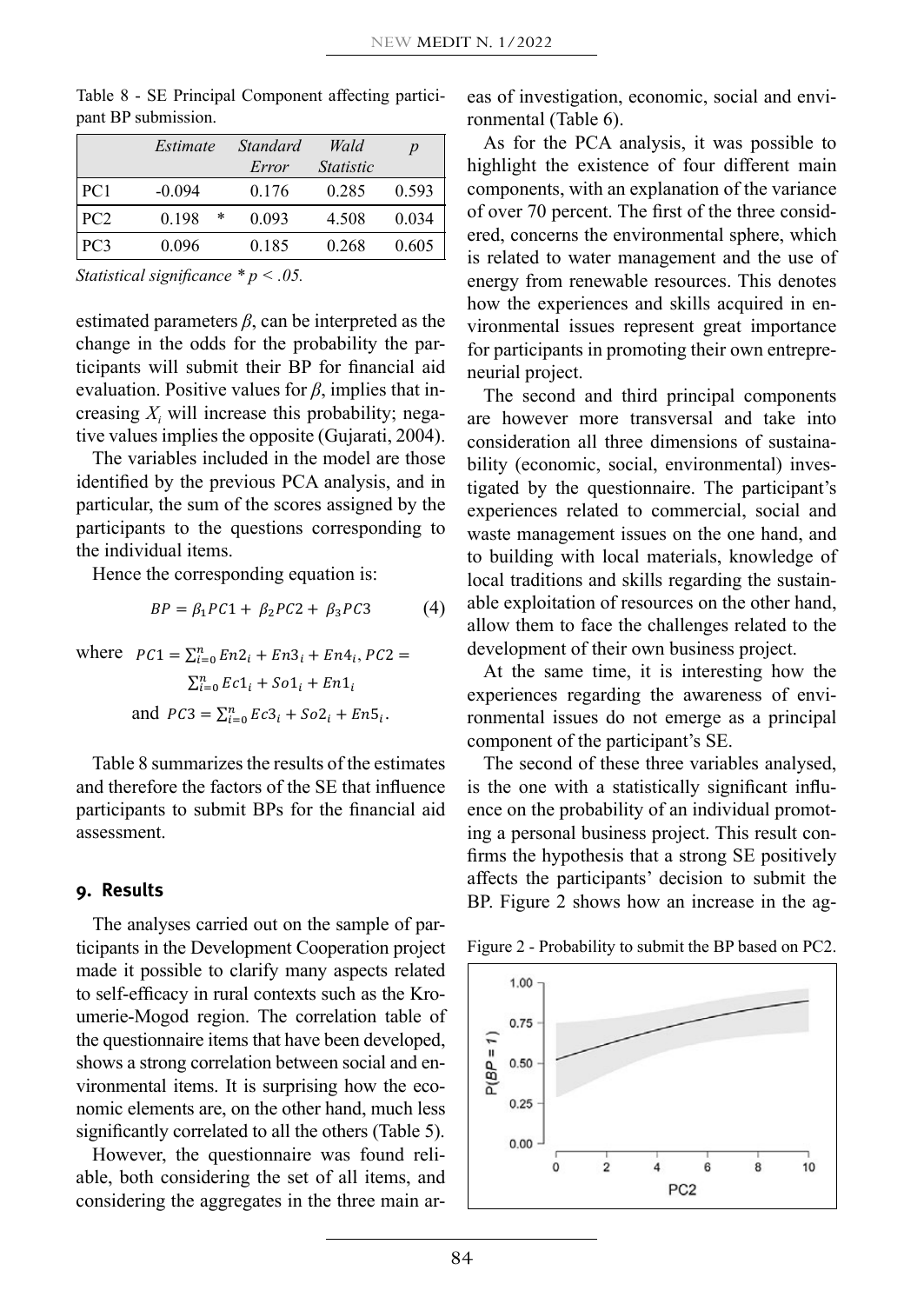Table 8 - SE Principal Component affecting participant BP submission.

| | *Estimate* | *Standard Error* | *Wald Statistic* | *p* |
|---|---|---|---|---|
| PC1 | -0.094 | 0.176 | 0.285 | 0.593 |
| PC2 | 0.198 * | 0.093 | 4.508 | 0.034 |
| PC3 | 0.096 | 0.185 | 0.268 | 0.605 |

*Statistical significance * p < .05.*

estimated parameters $\beta$, can be interpreted as the change in the odds for the probability the participants will submit their BP for financial aid evaluation. Positive values for $\beta$, implies that increasing $X_i$ will increase this probability; negative values implies the opposite (Gujarati, 2004).

The variables included in the model are those identified by the previous PCA analysis, and in particular, the sum of the scores assigned by the participants to the questions corresponding to the individual items.

Hence the corresponding equation is:

$$BP = \beta_1 PC1 + \beta_2 PC2 + \beta_3 PC3 \qquad (4)$$

where $PC1 = \sum_{i=0}^{n} En2_i + En3_i + En4_i$, $PC2 = \sum_{i=0}^{n} Ec1_i + So1_i + En1_i$

and $PC3 = \sum_{i=0}^{n} Ec3_i + So2_i + En5_i$.

Table 8 summarizes the results of the estimates and therefore the factors of the SE that influence participants to submit BPs for the financial aid assessment.

## 9. Results

The analyses carried out on the sample of participants in the Development Cooperation project made it possible to clarify many aspects related to self-efficacy in rural contexts such as the Kroumerie-Mogod region. The correlation table of the questionnaire items that have been developed, shows a strong correlation between social and environmental items. It is surprising how the economic elements are, on the other hand, much less significantly correlated to all the others (Table 5).

However, the questionnaire was found reliable, both considering the set of all items, and considering the aggregates in the three main areas of investigation, economic, social and environmental (Table 6).

As for the PCA analysis, it was possible to highlight the existence of four different main components, with an explanation of the variance of over 70 percent. The first of the three considered, concerns the environmental sphere, which is related to water management and the use of energy from renewable resources. This denotes how the experiences and skills acquired in environmental issues represent great importance for participants in promoting their own entrepreneurial project.

The second and third principal components are however more transversal and take into consideration all three dimensions of sustainability (economic, social, environmental) investigated by the questionnaire. The participant's experiences related to commercial, social and waste management issues on the one hand, and to building with local materials, knowledge of local traditions and skills regarding the sustainable exploitation of resources on the other hand, allow them to face the challenges related to the development of their own business project.

At the same time, it is interesting how the experiences regarding the awareness of environmental issues do not emerge as a principal component of the participant's SE.

The second of these three variables analysed, is the one with a statistically significant influence on the probability of an individual promoting a personal business project. This result confirms the hypothesis that a strong SE positively affects the participants' decision to submit the BP. Figure 2 shows how an increase in the ag-

Figure 2 - Probability to submit the BP based on PC2.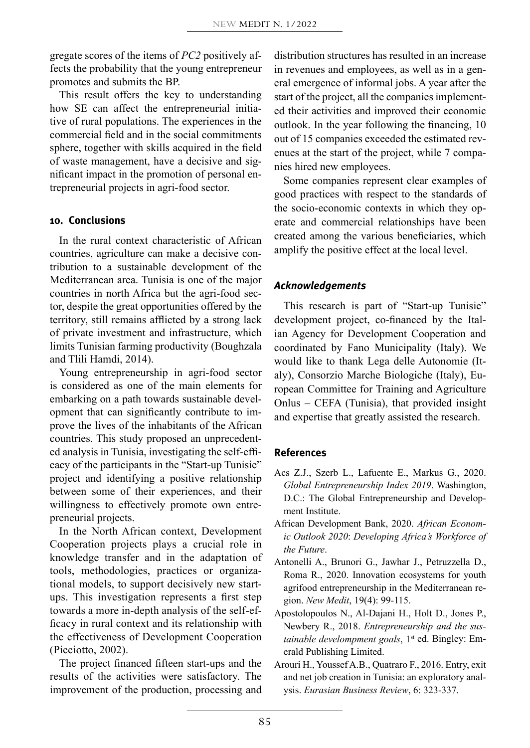gregate scores of the items of *PC2* positively affects the probability that the young entrepreneur promotes and submits the BP.

This result offers the key to understanding how SE can affect the entrepreneurial initiative of rural populations. The experiences in the commercial field and in the social commitments sphere, together with skills acquired in the field of waste management, have a decisive and significant impact in the promotion of personal entrepreneurial projects in agri-food sector.

## 10. Conclusions

In the rural context characteristic of African countries, agriculture can make a decisive contribution to a sustainable development of the Mediterranean area. Tunisia is one of the major countries in north Africa but the agri-food sector, despite the great opportunities offered by the territory, still remains afflicted by a strong lack of private investment and infrastructure, which limits Tunisian farming productivity (Boughzala and Tlili Hamdi, 2014).

Young entrepreneurship in agri-food sector is considered as one of the main elements for embarking on a path towards sustainable development that can significantly contribute to improve the lives of the inhabitants of the African countries. This study proposed an unprecedented analysis in Tunisia, investigating the self-efficacy of the participants in the "Start-up Tunisie" project and identifying a positive relationship between some of their experiences, and their willingness to effectively promote own entrepreneurial projects.

In the North African context, Development Cooperation projects plays a crucial role in knowledge transfer and in the adaptation of tools, methodologies, practices or organizational models, to support decisively new start-ups. This investigation represents a first step towards a more in-depth analysis of the self-efficacy in rural context and its relationship with the effectiveness of Development Cooperation (Picciotto, 2002).

The project financed fifteen start-ups and the results of the activities were satisfactory. The improvement of the production, processing and distribution structures has resulted in an increase in revenues and employees, as well as in a general emergence of informal jobs. A year after the start of the project, all the companies implemented their activities and improved their economic outlook. In the year following the financing, 10 out of 15 companies exceeded the estimated revenues at the start of the project, while 7 companies hired new employees.

Some companies represent clear examples of good practices with respect to the standards of the socio-economic contexts in which they operate and commercial relationships have been created among the various beneficiaries, which amplify the positive effect at the local level.

### *Acknowledgements*

This research is part of "Start-up Tunisie" development project, co-financed by the Italian Agency for Development Cooperation and coordinated by Fano Municipality (Italy). We would like to thank Lega delle Autonomie (Italy), Consorzio Marche Biologiche (Italy), European Committee for Training and Agriculture Onlus – CEFA (Tunisia), that provided insight and expertise that greatly assisted the research.

## References

Acs Z.J., Szerb L., Lafuente E., Markus G., 2020. *Global Entrepreneurship Index 2019*. Washington, D.C.: The Global Entrepreneurship and Development Institute.

African Development Bank, 2020. *African Economic Outlook 2020*: *Developing Africa's Workforce of the Future*.

Antonelli A., Brunori G., Jawhar J., Petruzzella D., Roma R., 2020. Innovation ecosystems for youth agrifood entrepreneurship in the Mediterranean region. *New Medit*, 19(4): 99-115.

Apostolopoulos N., Al-Dajani H., Holt D., Jones P., Newbery R., 2018. *Entrepreneurship and the sustainable develompment goals*, 1st ed. Bingley: Emerald Publishing Limited.

Arouri H., Youssef A.B., Quatraro F., 2016. Entry, exit and net job creation in Tunisia: an exploratory analysis. *Eurasian Business Review*, 6: 323-337.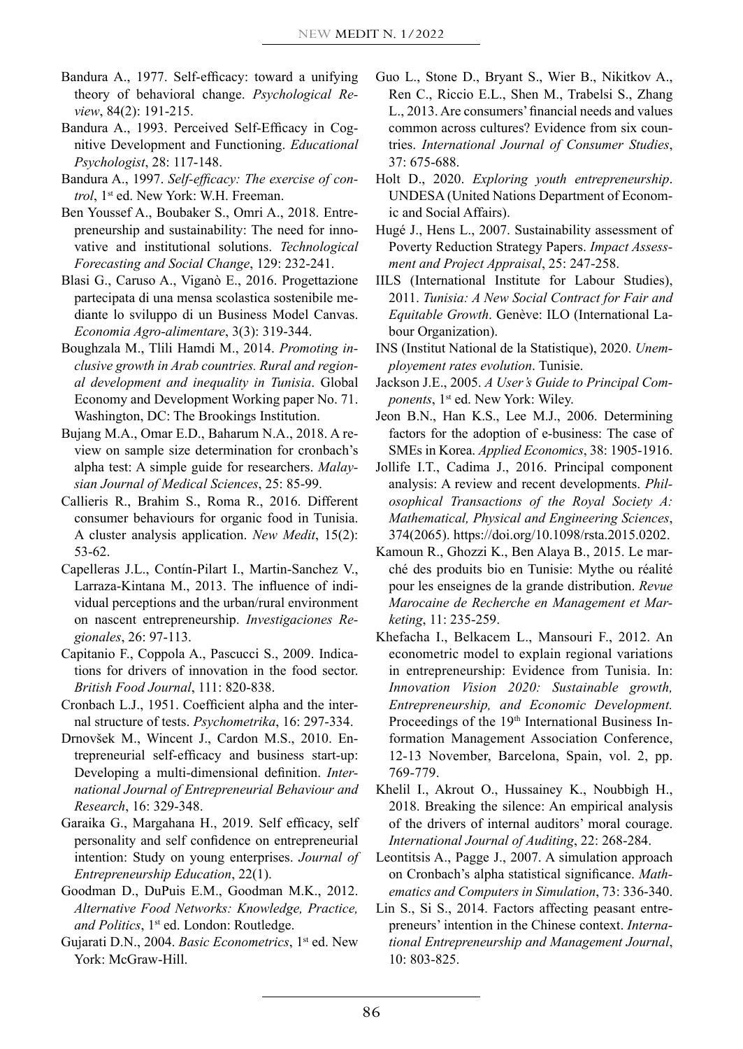Bandura A., 1977. Self-efficacy: toward a unifying theory of behavioral change. *Psychological Review*, 84(2): 191-215.

Bandura A., 1993. Perceived Self-Efficacy in Cognitive Development and Functioning. *Educational Psychologist*, 28: 117-148.

Bandura A., 1997. *Self-efficacy: The exercise of control*, 1st ed. New York: W.H. Freeman.

Ben Youssef A., Boubaker S., Omri A., 2018. Entrepreneurship and sustainability: The need for innovative and institutional solutions. *Technological Forecasting and Social Change*, 129: 232-241.

Blasi G., Caruso A., Viganò E., 2016. Progettazione partecipata di una mensa scolastica sostenibile mediante lo sviluppo di un Business Model Canvas. *Economia Agro-alimentare*, 3(3): 319-344.

Boughzala M., Tlili Hamdi M., 2014. *Promoting inclusive growth in Arab countries. Rural and regional development and inequality in Tunisia*. Global Economy and Development Working paper No. 71. Washington, DC: The Brookings Institution.

Bujang M.A., Omar E.D., Baharum N.A., 2018. A review on sample size determination for cronbach's alpha test: A simple guide for researchers. *Malaysian Journal of Medical Sciences*, 25: 85-99.

Callieris R., Brahim S., Roma R., 2016. Different consumer behaviours for organic food in Tunisia. A cluster analysis application. *New Medit*, 15(2): 53-62.

Capelleras J.L., Contín-Pilart I., Martin-Sanchez V., Larraza-Kintana M., 2013. The influence of individual perceptions and the urban/rural environment on nascent entrepreneurship. *Investigaciones Regionales*, 26: 97-113.

Capitanio F., Coppola A., Pascucci S., 2009. Indications for drivers of innovation in the food sector. *British Food Journal*, 111: 820-838.

Cronbach L.J., 1951. Coefficient alpha and the internal structure of tests. *Psychometrika*, 16: 297-334.

Drnovšek M., Wincent J., Cardon M.S., 2010. Entrepreneurial self-efficacy and business start-up: Developing a multi-dimensional definition. *International Journal of Entrepreneurial Behaviour and Research*, 16: 329-348.

Garaika G., Margahana H., 2019. Self efficacy, self personality and self confidence on entrepreneurial intention: Study on young enterprises. *Journal of Entrepreneurship Education*, 22(1).

Goodman D., DuPuis E.M., Goodman M.K., 2012. *Alternative Food Networks: Knowledge, Practice, and Politics*, 1st ed. London: Routledge.

Gujarati D.N., 2004. *Basic Econometrics*, 1st ed. New York: McGraw-Hill.

Guo L., Stone D., Bryant S., Wier B., Nikitkov A., Ren C., Riccio E.L., Shen M., Trabelsi S., Zhang L., 2013. Are consumers' financial needs and values common across cultures? Evidence from six countries. *International Journal of Consumer Studies*, 37: 675-688.

Holt D., 2020. *Exploring youth entrepreneurship*. UNDESA (United Nations Department of Economic and Social Affairs).

Hugé J., Hens L., 2007. Sustainability assessment of Poverty Reduction Strategy Papers. *Impact Assessment and Project Appraisal*, 25: 247-258.

IILS (International Institute for Labour Studies), 2011. *Tunisia: A New Social Contract for Fair and Equitable Growth*. Genève: ILO (International Labour Organization).

INS (Institut National de la Statistique), 2020. *Unemployement rates evolution*. Tunisie.

Jackson J.E., 2005. *A User's Guide to Principal Components*, 1st ed. New York: Wiley.

Jeon B.N., Han K.S., Lee M.J., 2006. Determining factors for the adoption of e-business: The case of SMEs in Korea. *Applied Economics*, 38: 1905-1916.

Jollife I.T., Cadima J., 2016. Principal component analysis: A review and recent developments. *Philosophical Transactions of the Royal Society A: Mathematical, Physical and Engineering Sciences*, 374(2065). https://doi.org/10.1098/rsta.2015.0202.

Kamoun R., Ghozzi K., Ben Alaya B., 2015. Le marché des produits bio en Tunisie: Mythe ou réalité pour les enseignes de la grande distribution. *Revue Marocaine de Recherche en Management et Marketing*, 11: 235-259.

Khefacha I., Belkacem L., Mansouri F., 2012. An econometric model to explain regional variations in entrepreneurship: Evidence from Tunisia. In: *Innovation Vision 2020: Sustainable growth, Entrepreneurship, and Economic Development.* Proceedings of the 19th International Business Information Management Association Conference, 12-13 November, Barcelona, Spain, vol. 2, pp. 769-779.

Khelil I., Akrout O., Hussainey K., Noubbigh H., 2018. Breaking the silence: An empirical analysis of the drivers of internal auditors' moral courage. *International Journal of Auditing*, 22: 268-284.

Leontitsis A., Pagge J., 2007. A simulation approach on Cronbach's alpha statistical significance. *Mathematics and Computers in Simulation*, 73: 336-340.

Lin S., Si S., 2014. Factors affecting peasant entrepreneurs' intention in the Chinese context. *International Entrepreneurship and Management Journal*, 10: 803-825.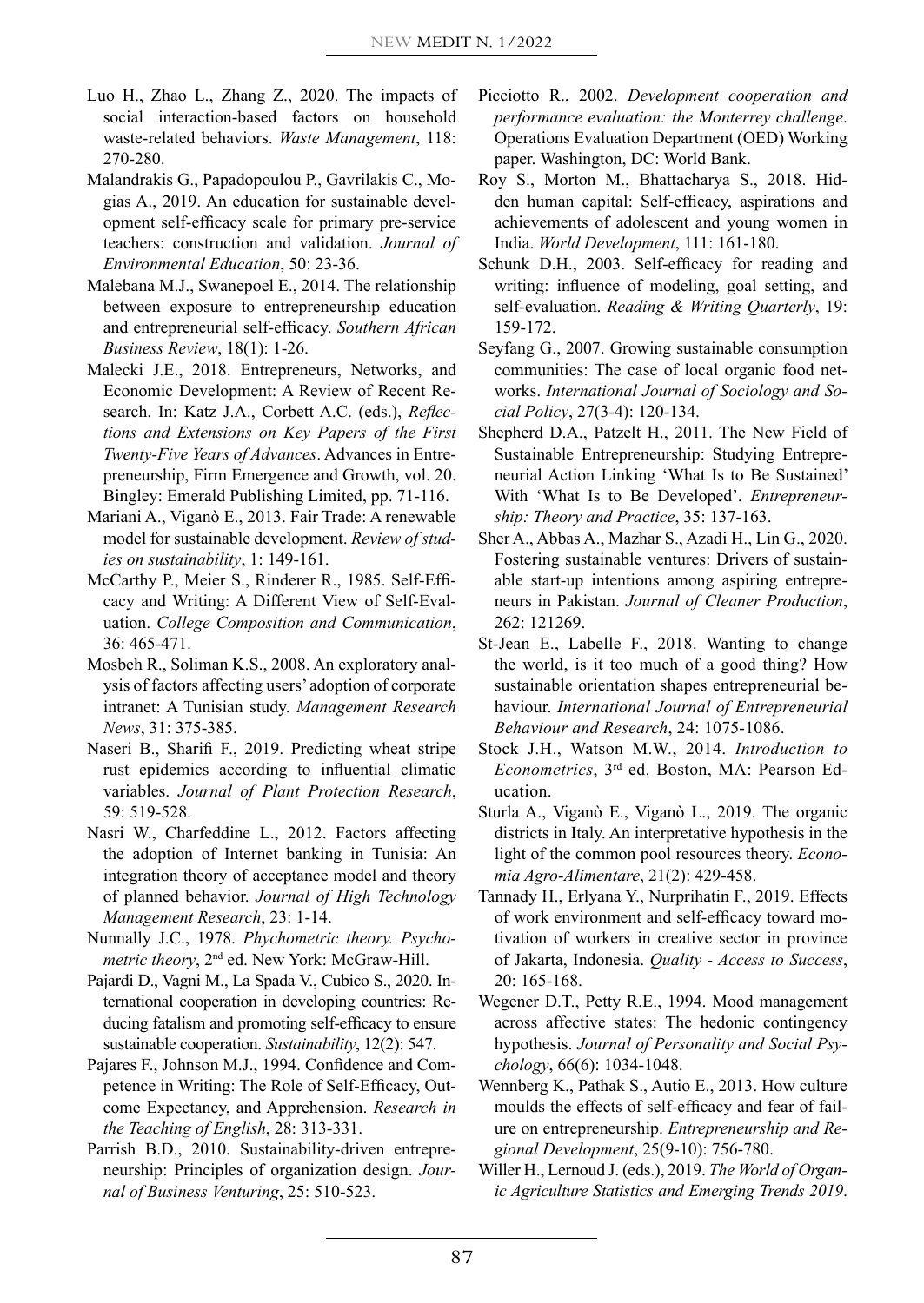Luo H., Zhao L., Zhang Z., 2020. The impacts of social interaction-based factors on household waste-related behaviors. *Waste Management*, 118: 270-280.

Malandrakis G., Papadopoulou P., Gavrilakis C., Mogias A., 2019. An education for sustainable development self-efficacy scale for primary pre-service teachers: construction and validation. *Journal of Environmental Education*, 50: 23-36.

Malebana M.J., Swanepoel E., 2014. The relationship between exposure to entrepreneurship education and entrepreneurial self-efficacy. *Southern African Business Review*, 18(1): 1-26.

Malecki J.E., 2018. Entrepreneurs, Networks, and Economic Development: A Review of Recent Research. In: Katz J.A., Corbett A.C. (eds.), *Reflections and Extensions on Key Papers of the First Twenty-Five Years of Advances*. Advances in Entrepreneurship, Firm Emergence and Growth, vol. 20. Bingley: Emerald Publishing Limited, pp. 71-116.

Mariani A., Viganò E., 2013. Fair Trade: A renewable model for sustainable development. *Review of studies on sustainability*, 1: 149-161.

McCarthy P., Meier S., Rinderer R., 1985. Self-Efficacy and Writing: A Different View of Self-Evaluation. *College Composition and Communication*, 36: 465-471.

Mosbeh R., Soliman K.S., 2008. An exploratory analysis of factors affecting users' adoption of corporate intranet: A Tunisian study. *Management Research News*, 31: 375-385.

Naseri B., Sharifi F., 2019. Predicting wheat stripe rust epidemics according to influential climatic variables. *Journal of Plant Protection Research*, 59: 519-528.

Nasri W., Charfeddine L., 2012. Factors affecting the adoption of Internet banking in Tunisia: An integration theory of acceptance model and theory of planned behavior. *Journal of High Technology Management Research*, 23: 1-14.

Nunnally J.C., 1978. *Phychometric theory. Psychometric theory*, 2nd ed. New York: McGraw-Hill.

Pajardi D., Vagni M., La Spada V., Cubico S., 2020. International cooperation in developing countries: Reducing fatalism and promoting self-efficacy to ensure sustainable cooperation. *Sustainability*, 12(2): 547.

Pajares F., Johnson M.J., 1994. Confidence and Competence in Writing: The Role of Self-Efficacy, Outcome Expectancy, and Apprehension. *Research in the Teaching of English*, 28: 313-331.

Parrish B.D., 2010. Sustainability-driven entrepreneurship: Principles of organization design. *Journal of Business Venturing*, 25: 510-523.

Picciotto R., 2002. *Development cooperation and performance evaluation: the Monterrey challenge*. Operations Evaluation Department (OED) Working paper. Washington, DC: World Bank.

Roy S., Morton M., Bhattacharya S., 2018. Hidden human capital: Self-efficacy, aspirations and achievements of adolescent and young women in India. *World Development*, 111: 161-180.

Schunk D.H., 2003. Self-efficacy for reading and writing: influence of modeling, goal setting, and self-evaluation. *Reading & Writing Quarterly*, 19: 159-172.

Seyfang G., 2007. Growing sustainable consumption communities: The case of local organic food networks. *International Journal of Sociology and Social Policy*, 27(3-4): 120-134.

Shepherd D.A., Patzelt H., 2011. The New Field of Sustainable Entrepreneurship: Studying Entrepreneurial Action Linking 'What Is to Be Sustained' With 'What Is to Be Developed'. *Entrepreneurship: Theory and Practice*, 35: 137-163.

Sher A., Abbas A., Mazhar S., Azadi H., Lin G., 2020. Fostering sustainable ventures: Drivers of sustainable start-up intentions among aspiring entrepreneurs in Pakistan. *Journal of Cleaner Production*, 262: 121269.

St-Jean E., Labelle F., 2018. Wanting to change the world, is it too much of a good thing? How sustainable orientation shapes entrepreneurial behaviour. *International Journal of Entrepreneurial Behaviour and Research*, 24: 1075-1086.

Stock J.H., Watson M.W., 2014. *Introduction to Econometrics*, 3rd ed. Boston, MA: Pearson Education.

Sturla A., Viganò E., Viganò L., 2019. The organic districts in Italy. An interpretative hypothesis in the light of the common pool resources theory. *Economia Agro-Alimentare*, 21(2): 429-458.

Tannady H., Erlyana Y., Nurprihatin F., 2019. Effects of work environment and self-efficacy toward motivation of workers in creative sector in province of Jakarta, Indonesia. *Quality - Access to Success*, 20: 165-168.

Wegener D.T., Petty R.E., 1994. Mood management across affective states: The hedonic contingency hypothesis. *Journal of Personality and Social Psychology*, 66(6): 1034-1048.

Wennberg K., Pathak S., Autio E., 2013. How culture moulds the effects of self-efficacy and fear of failure on entrepreneurship. *Entrepreneurship and Regional Development*, 25(9-10): 756-780.

Willer H., Lernoud J. (eds.), 2019. *The World of Organic Agriculture Statistics and Emerging Trends 2019*.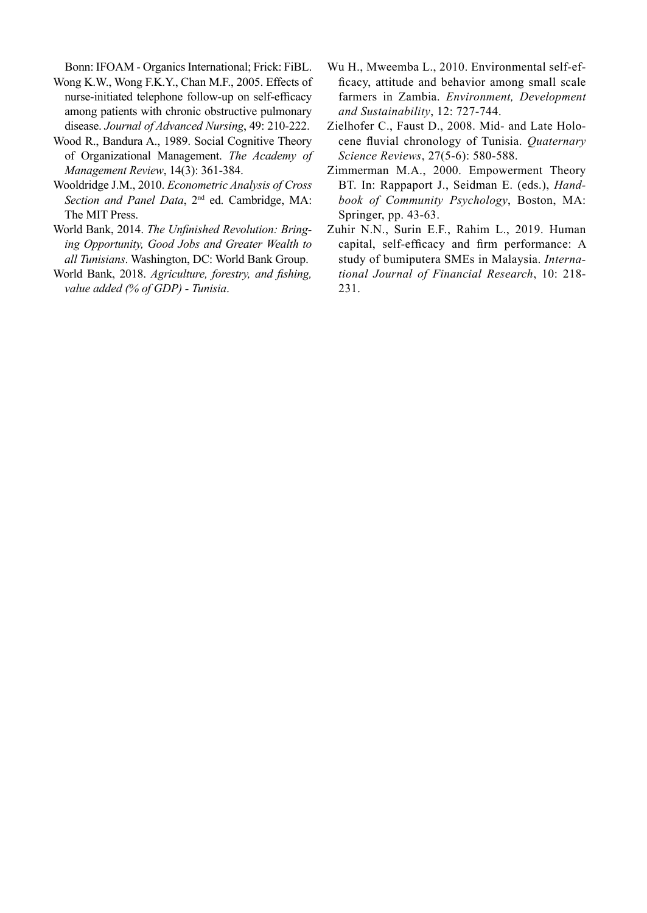Bonn: IFOAM - Organics International; Frick: FiBL.

Wong K.W., Wong F.K.Y., Chan M.F., 2005. Effects of nurse-initiated telephone follow-up on self-efficacy among patients with chronic obstructive pulmonary disease. *Journal of Advanced Nursing*, 49: 210-222.

Wood R., Bandura A., 1989. Social Cognitive Theory of Organizational Management. *The Academy of Management Review*, 14(3): 361-384.

Wooldridge J.M., 2010. *Econometric Analysis of Cross Section and Panel Data*, 2nd ed. Cambridge, MA: The MIT Press.

World Bank, 2014. *The Unfinished Revolution: Bringing Opportunity, Good Jobs and Greater Wealth to all Tunisians*. Washington, DC: World Bank Group.

World Bank, 2018. *Agriculture, forestry, and fishing, value added (% of GDP) - Tunisia*.

Wu H., Mweemba L., 2010. Environmental self-efficacy, attitude and behavior among small scale farmers in Zambia. *Environment, Development and Sustainability*, 12: 727-744.

Zielhofer C., Faust D., 2008. Mid- and Late Holocene fluvial chronology of Tunisia. *Quaternary Science Reviews*, 27(5-6): 580-588.

Zimmerman M.A., 2000. Empowerment Theory BT. In: Rappaport J., Seidman E. (eds.), *Handbook of Community Psychology*, Boston, MA: Springer, pp. 43-63.

Zuhir N.N., Surin E.F., Rahim L., 2019. Human capital, self-efficacy and firm performance: A study of bumiputera SMEs in Malaysia. *International Journal of Financial Research*, 10: 218-231.